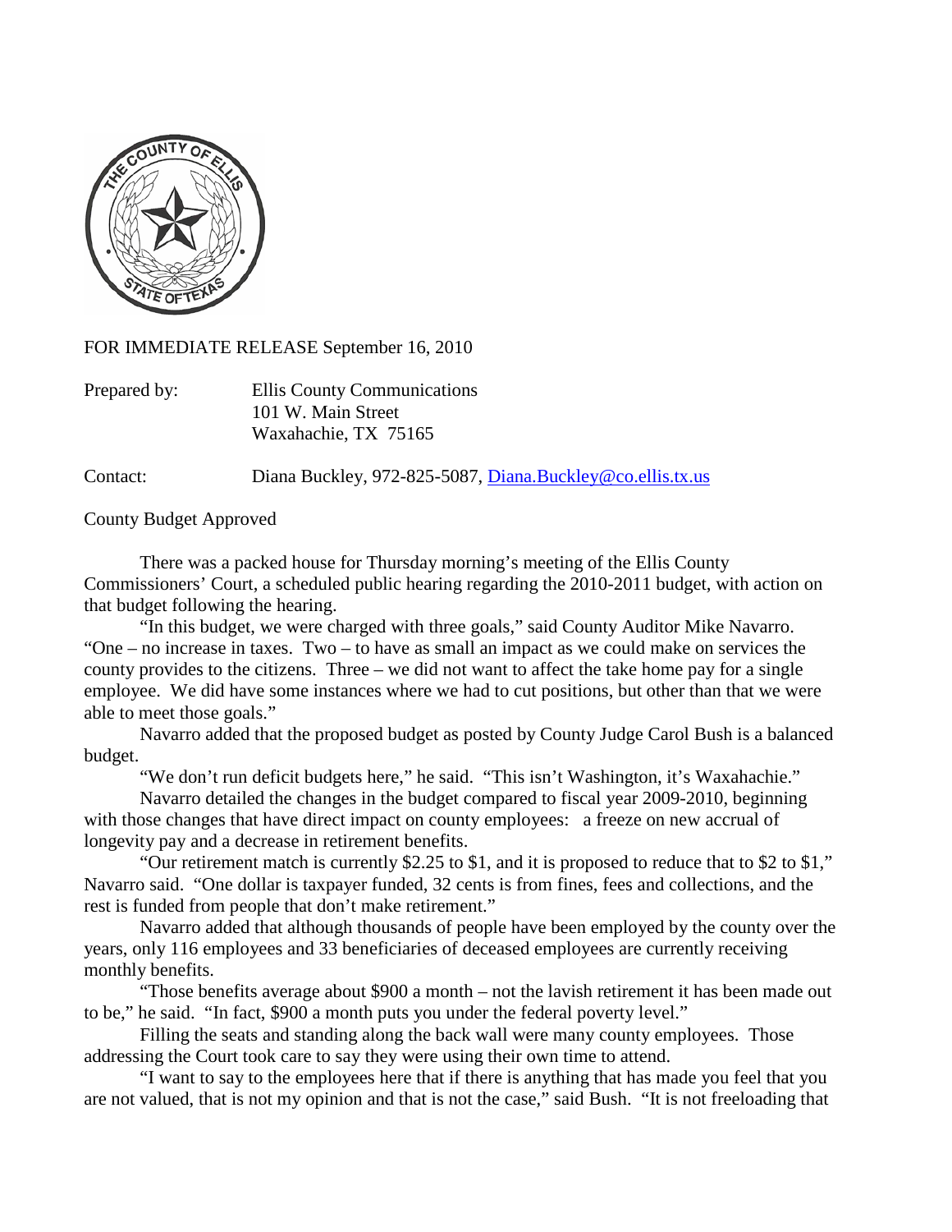FOR IMMEDIATE RELEASE September 16, 2010

Prepared by: Ellis County Communications
101 W. Main Street
Waxahachie, TX 75165

Contact: Diana Buckley, 972-825-5087, Diana.Buckley@co.ellis.tx.us

County Budget Approved

There was a packed house for Thursday morning's meeting of the Ellis County Commissioners' Court, a scheduled public hearing regarding the 2010-2011 budget, with action on that budget following the hearing.

"In this budget, we were charged with three goals," said County Auditor Mike Navarro. "One – no increase in taxes. Two – to have as small an impact as we could make on services the county provides to the citizens. Three – we did not want to affect the take home pay for a single employee. We did have some instances where we had to cut positions, but other than that we were able to meet those goals."

Navarro added that the proposed budget as posted by County Judge Carol Bush is a balanced budget.

"We don't run deficit budgets here," he said. "This isn't Washington, it's Waxahachie."

Navarro detailed the changes in the budget compared to fiscal year 2009-2010, beginning with those changes that have direct impact on county employees: a freeze on new accrual of longevity pay and a decrease in retirement benefits.

"Our retirement match is currently $2.25 to $1, and it is proposed to reduce that to $2 to $1," Navarro said. "One dollar is taxpayer funded, 32 cents is from fines, fees and collections, and the rest is funded from people that don't make retirement."

Navarro added that although thousands of people have been employed by the county over the years, only 116 employees and 33 beneficiaries of deceased employees are currently receiving monthly benefits.

"Those benefits average about $900 a month – not the lavish retirement it has been made out to be," he said. "In fact, $900 a month puts you under the federal poverty level."

Filling the seats and standing along the back wall were many county employees. Those addressing the Court took care to say they were using their own time to attend.

"I want to say to the employees here that if there is anything that has made you feel that you are not valued, that is not my opinion and that is not the case," said Bush. "It is not freeloading that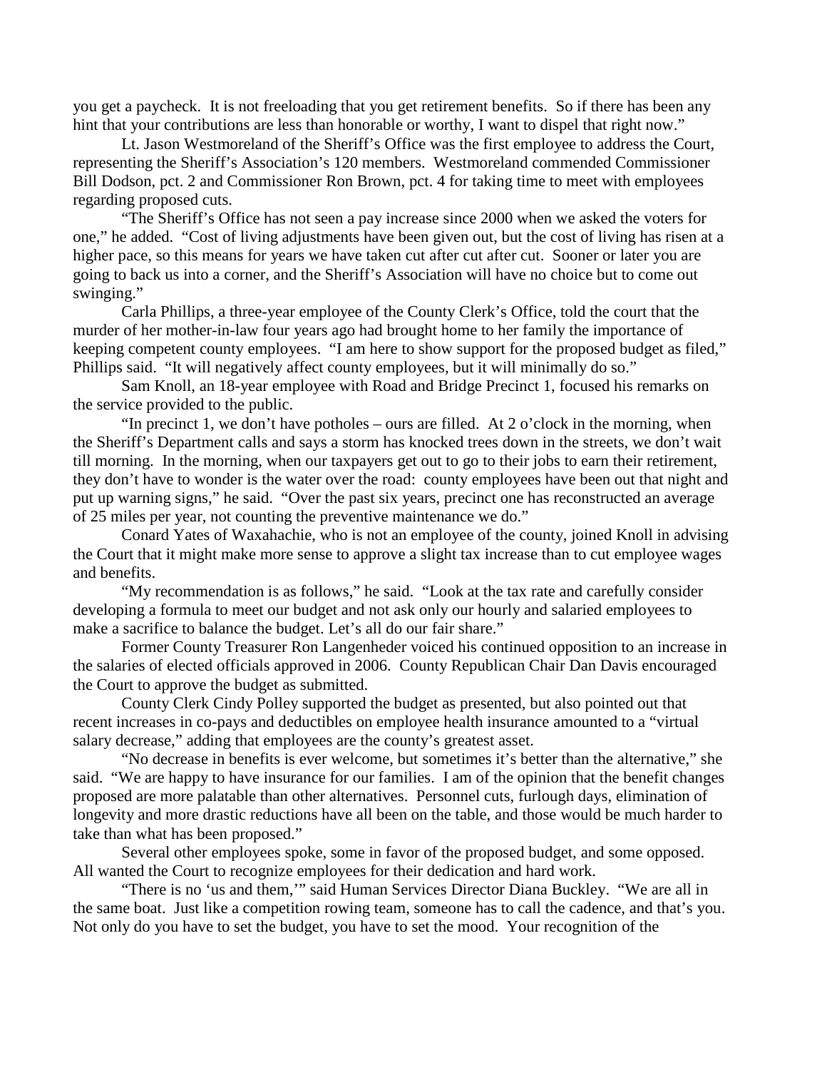you get a paycheck. It is not freeloading that you get retirement benefits. So if there has been any hint that your contributions are less than honorable or worthy, I want to dispel that right now."

Lt. Jason Westmoreland of the Sheriff's Office was the first employee to address the Court, representing the Sheriff's Association's 120 members. Westmoreland commended Commissioner Bill Dodson, pct. 2 and Commissioner Ron Brown, pct. 4 for taking time to meet with employees regarding proposed cuts.

"The Sheriff's Office has not seen a pay increase since 2000 when we asked the voters for one," he added. "Cost of living adjustments have been given out, but the cost of living has risen at a higher pace, so this means for years we have taken cut after cut after cut. Sooner or later you are going to back us into a corner, and the Sheriff's Association will have no choice but to come out swinging."

Carla Phillips, a three-year employee of the County Clerk's Office, told the court that the murder of her mother-in-law four years ago had brought home to her family the importance of keeping competent county employees. "I am here to show support for the proposed budget as filed," Phillips said. "It will negatively affect county employees, but it will minimally do so."

Sam Knoll, an 18-year employee with Road and Bridge Precinct 1, focused his remarks on the service provided to the public.

"In precinct 1, we don't have potholes – ours are filled. At 2 o'clock in the morning, when the Sheriff's Department calls and says a storm has knocked trees down in the streets, we don't wait till morning. In the morning, when our taxpayers get out to go to their jobs to earn their retirement, they don't have to wonder is the water over the road: county employees have been out that night and put up warning signs," he said. "Over the past six years, precinct one has reconstructed an average of 25 miles per year, not counting the preventive maintenance we do."

Conard Yates of Waxahachie, who is not an employee of the county, joined Knoll in advising the Court that it might make more sense to approve a slight tax increase than to cut employee wages and benefits.

"My recommendation is as follows," he said. "Look at the tax rate and carefully consider developing a formula to meet our budget and not ask only our hourly and salaried employees to make a sacrifice to balance the budget. Let's all do our fair share."

Former County Treasurer Ron Langenheder voiced his continued opposition to an increase in the salaries of elected officials approved in 2006. County Republican Chair Dan Davis encouraged the Court to approve the budget as submitted.

County Clerk Cindy Polley supported the budget as presented, but also pointed out that recent increases in co-pays and deductibles on employee health insurance amounted to a "virtual salary decrease," adding that employees are the county's greatest asset.

"No decrease in benefits is ever welcome, but sometimes it's better than the alternative," she said. "We are happy to have insurance for our families. I am of the opinion that the benefit changes proposed are more palatable than other alternatives. Personnel cuts, furlough days, elimination of longevity and more drastic reductions have all been on the table, and those would be much harder to take than what has been proposed."

Several other employees spoke, some in favor of the proposed budget, and some opposed. All wanted the Court to recognize employees for their dedication and hard work.

"There is no 'us and them,'" said Human Services Director Diana Buckley. "We are all in the same boat. Just like a competition rowing team, someone has to call the cadence, and that's you. Not only do you have to set the budget, you have to set the mood. Your recognition of the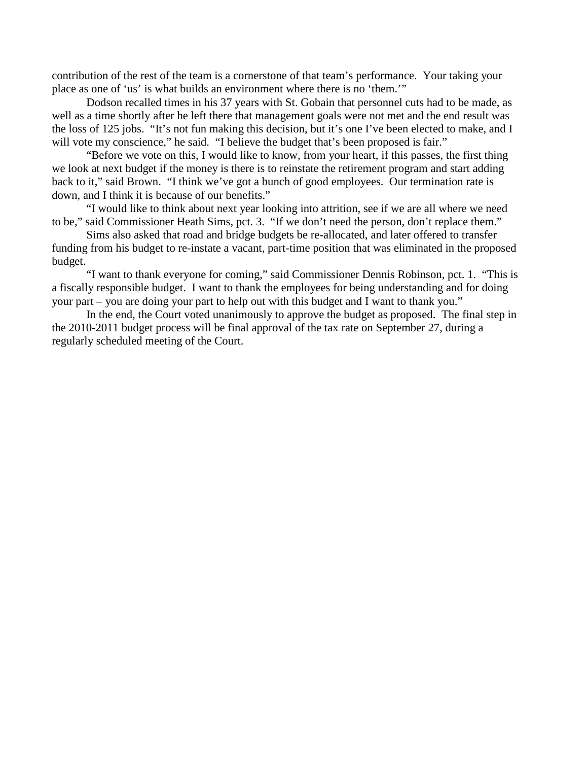contribution of the rest of the team is a cornerstone of that team's performance. Your taking your place as one of 'us' is what builds an environment where there is no 'them.'"

Dodson recalled times in his 37 years with St. Gobain that personnel cuts had to be made, as well as a time shortly after he left there that management goals were not met and the end result was the loss of 125 jobs. "It's not fun making this decision, but it's one I've been elected to make, and I will vote my conscience," he said. "I believe the budget that's been proposed is fair."

"Before we vote on this, I would like to know, from your heart, if this passes, the first thing we look at next budget if the money is there is to reinstate the retirement program and start adding back to it," said Brown. "I think we've got a bunch of good employees. Our termination rate is down, and I think it is because of our benefits."

"I would like to think about next year looking into attrition, see if we are all where we need to be," said Commissioner Heath Sims, pct. 3. "If we don't need the person, don't replace them."

Sims also asked that road and bridge budgets be re-allocated, and later offered to transfer funding from his budget to re-instate a vacant, part-time position that was eliminated in the proposed budget.

"I want to thank everyone for coming," said Commissioner Dennis Robinson, pct. 1. "This is a fiscally responsible budget. I want to thank the employees for being understanding and for doing your part – you are doing your part to help out with this budget and I want to thank you."

In the end, the Court voted unanimously to approve the budget as proposed. The final step in the 2010-2011 budget process will be final approval of the tax rate on September 27, during a regularly scheduled meeting of the Court.